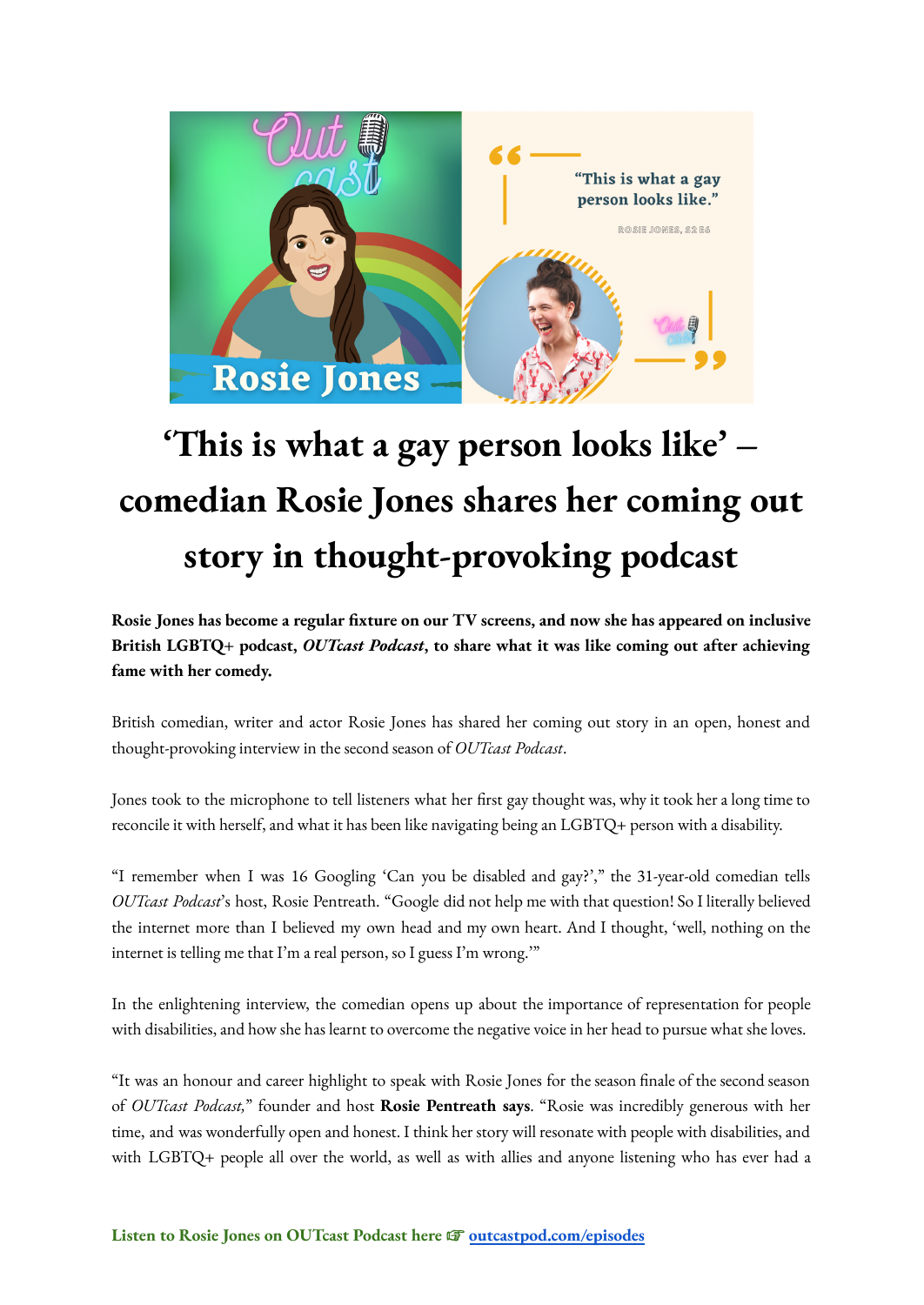# 'This is what a gay person looks like' – comedian Rosie Jones shares her coming out story in thought-provoking podcast

**Rosie Jones has become a regular fixture on our TV screens, and now she has appeared on inclusive British LGBTQ+ podcast, *OUTcast Podcast*, to share what it was like coming out after achieving fame with her comedy.**

British comedian, writer and actor Rosie Jones has shared her coming out story in an open, honest and thought-provoking interview in the second season of *OUTcast Podcast*.

Jones took to the microphone to tell listeners what her first gay thought was, why it took her a long time to reconcile it with herself, and what it has been like navigating being an LGBTQ+ person with a disability.

"I remember when I was 16 Googling 'Can you be disabled and gay?'," the 31-year-old comedian tells *OUTcast Podcast*'s host, Rosie Pentreath. "Google did not help me with that question! So I literally believed the internet more than I believed my own head and my own heart. And I thought, 'well, nothing on the internet is telling me that I'm a real person, so I guess I'm wrong.'"

In the enlightening interview, the comedian opens up about the importance of representation for people with disabilities, and how she has learnt to overcome the negative voice in her head to pursue what she loves.

"It was an honour and career highlight to speak with Rosie Jones for the season finale of the second season of *OUTcast Podcast,*" founder and host **Rosie Pentreath says**. "Rosie was incredibly generous with her time, and was wonderfully open and honest. I think her story will resonate with people with disabilities, and with LGBTQ+ people all over the world, as well as with allies and anyone listening who has ever had a

**Listen to Rosie Jones on OUTcast Podcast here ☞ [outcastpod.com/episodes](outcastpod.com/episodes)**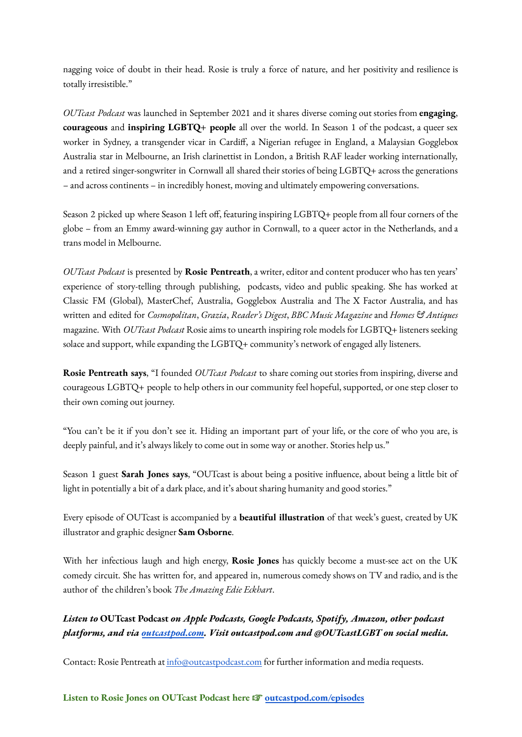nagging voice of doubt in their head. Rosie is truly a force of nature, and her positivity and resilience is totally irresistible."

*OUTcast Podcast* was launched in September 2021 and it shares diverse coming out stories from **engaging**, **courageous** and **inspiring LGBTQ+ people** all over the world. In Season 1 of the podcast, a queer sex worker in Sydney, a transgender vicar in Cardiff, a Nigerian refugee in England, a Malaysian Gogglebox Australia star in Melbourne, an Irish clarinettist in London, a British RAF leader working internationally, and a retired singer-songwriter in Cornwall all shared their stories of being LGBTQ+ across the generations – and across continents – in incredibly honest, moving and ultimately empowering conversations.

Season 2 picked up where Season 1 left off, featuring inspiring LGBTQ+ people from all four corners of the globe – from an Emmy award-winning gay author in Cornwall, to a queer actor in the Netherlands, and a trans model in Melbourne.

*OUTcast Podcast* is presented by **Rosie Pentreath**, a writer, editor and content producer who has ten years' experience of story-telling through publishing, podcasts, video and public speaking. She has worked at Classic FM (Global), MasterChef, Australia, Gogglebox Australia and The X Factor Australia, and has written and edited for *Cosmopolitan*, *Grazia*, *Reader's Digest*, *BBC Music Magazine* and *Homes & Antiques* magazine. With *OUTcast Podcast* Rosie aims to unearth inspiring role models for LGBTQ+ listeners seeking solace and support, while expanding the LGBTQ+ community's network of engaged ally listeners.

**Rosie Pentreath says**, "I founded *OUTcast Podcast* to share coming out stories from inspiring, diverse and courageous LGBTQ+ people to help others in our community feel hopeful, supported, or one step closer to their own coming out journey.

"You can't be it if you don't see it. Hiding an important part of your life, or the core of who you are, is deeply painful, and it's always likely to come out in some way or another. Stories help us."

Season 1 guest **Sarah Jones says**, "OUTcast is about being a positive influence, about being a little bit of light in potentially a bit of a dark place, and it's about sharing humanity and good stories."

Every episode of OUTcast is accompanied by a **beautiful illustration** of that week's guest, created by UK illustrator and graphic designer **Sam Osborne**.

With her infectious laugh and high energy, **Rosie Jones** has quickly become a must-see act on the UK comedy circuit. She has written for, and appeared in, numerous comedy shows on TV and radio, and is the author of the children's book *The Amazing Edie Eckhart*.

***Listen to* OUTcast Podcast *on Apple Podcasts, Google Podcasts, Spotify, Amazon, other podcast platforms, and via [outcastpod.com](outcastpod.com). Visit outcastpod.com and @OUTcastLGBT on social media.***

Contact: Rosie Pentreath at info@outcastpodcast.com for further information and media requests.

**Listen to Rosie Jones on OUTcast Podcast here ☞ [outcastpod.com/episodes](outcastpod.com/episodes)**